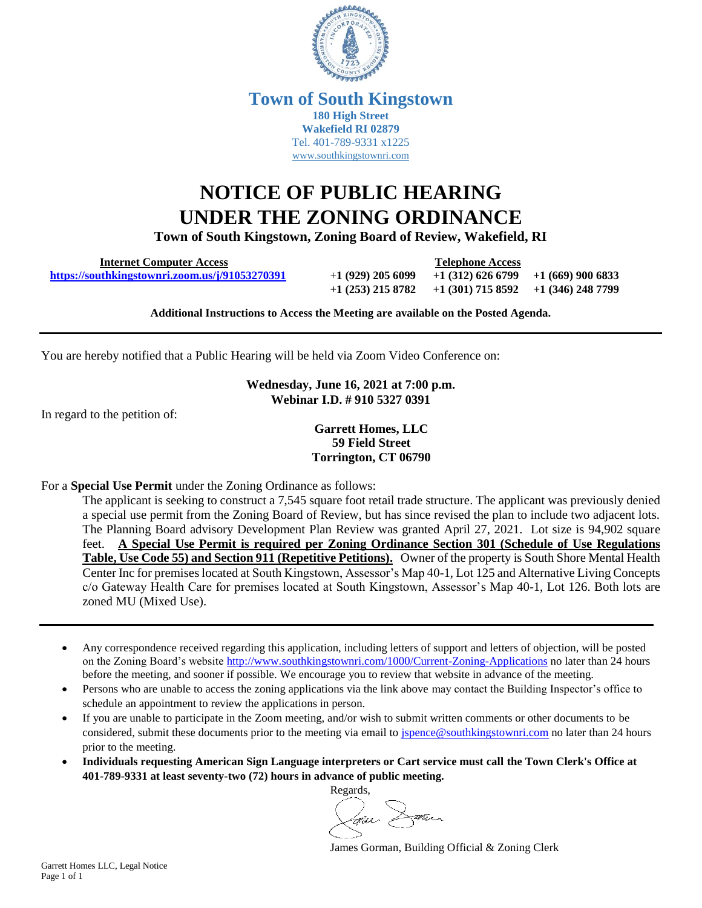# Town of South Kingstown

**180 High Street**
**Wakefield RI 02879**
Tel. 401-789-9331 x1225
www.southkingstownri.com

# NOTICE OF PUBLIC HEARING UNDER THE ZONING ORDINANCE

**Town of South Kingstown, Zoning Board of Review, Wakefield, RI**

| Internet Computer Access | Telephone Access | | |
|---|---|---|---|
| https://southkingstownri.zoom.us/j/91053270391 | +1 (929) 205 6099 | +1 (312) 626 6799 | +1 (669) 900 6833 |
| | +1 (253) 215 8782 | +1 (301) 715 8592 | +1 (346) 248 7799 |

**Additional Instructions to Access the Meeting are available on the Posted Agenda.**

---

You are hereby notified that a Public Hearing will be held via Zoom Video Conference on:

**Wednesday, June 16, 2021 at 7:00 p.m.**
**Webinar I.D. # 910 5327 0391**

In regard to the petition of:

**Garrett Homes, LLC**
**59 Field Street**
**Torrington, CT 06790**

For a **Special Use Permit** under the Zoning Ordinance as follows:

The applicant is seeking to construct a 7,545 square foot retail trade structure. The applicant was previously denied a special use permit from the Zoning Board of Review, but has since revised the plan to include two adjacent lots. The Planning Board advisory Development Plan Review was granted April 27, 2021. Lot size is 94,902 square feet. **A Special Use Permit is required per Zoning Ordinance Section 301 (Schedule of Use Regulations Table, Use Code 55) and Section 911 (Repetitive Petitions).** Owner of the property is South Shore Mental Health Center Inc for premises located at South Kingstown, Assessor's Map 40-1, Lot 125 and Alternative Living Concepts c/o Gateway Health Care for premises located at South Kingstown, Assessor's Map 40-1, Lot 126. Both lots are zoned MU (Mixed Use).

---

- Any correspondence received regarding this application, including letters of support and letters of objection, will be posted on the Zoning Board's website http://www.southkingstownri.com/1000/Current-Zoning-Applications no later than 24 hours before the meeting, and sooner if possible. We encourage you to review that website in advance of the meeting.
- Persons who are unable to access the zoning applications via the link above may contact the Building Inspector's office to schedule an appointment to review the applications in person.
- If you are unable to participate in the Zoom meeting, and/or wish to submit written comments or other documents to be considered, submit these documents prior to the meeting via email to jspence@southkingstownri.com no later than 24 hours prior to the meeting.
- **Individuals requesting American Sign Language interpreters or Cart service must call the Town Clerk's Office at 401-789-9331 at least seventy-two (72) hours in advance of public meeting.**

Regards,

James Gorman, Building Official & Zoning Clerk

Garrett Homes LLC, Legal Notice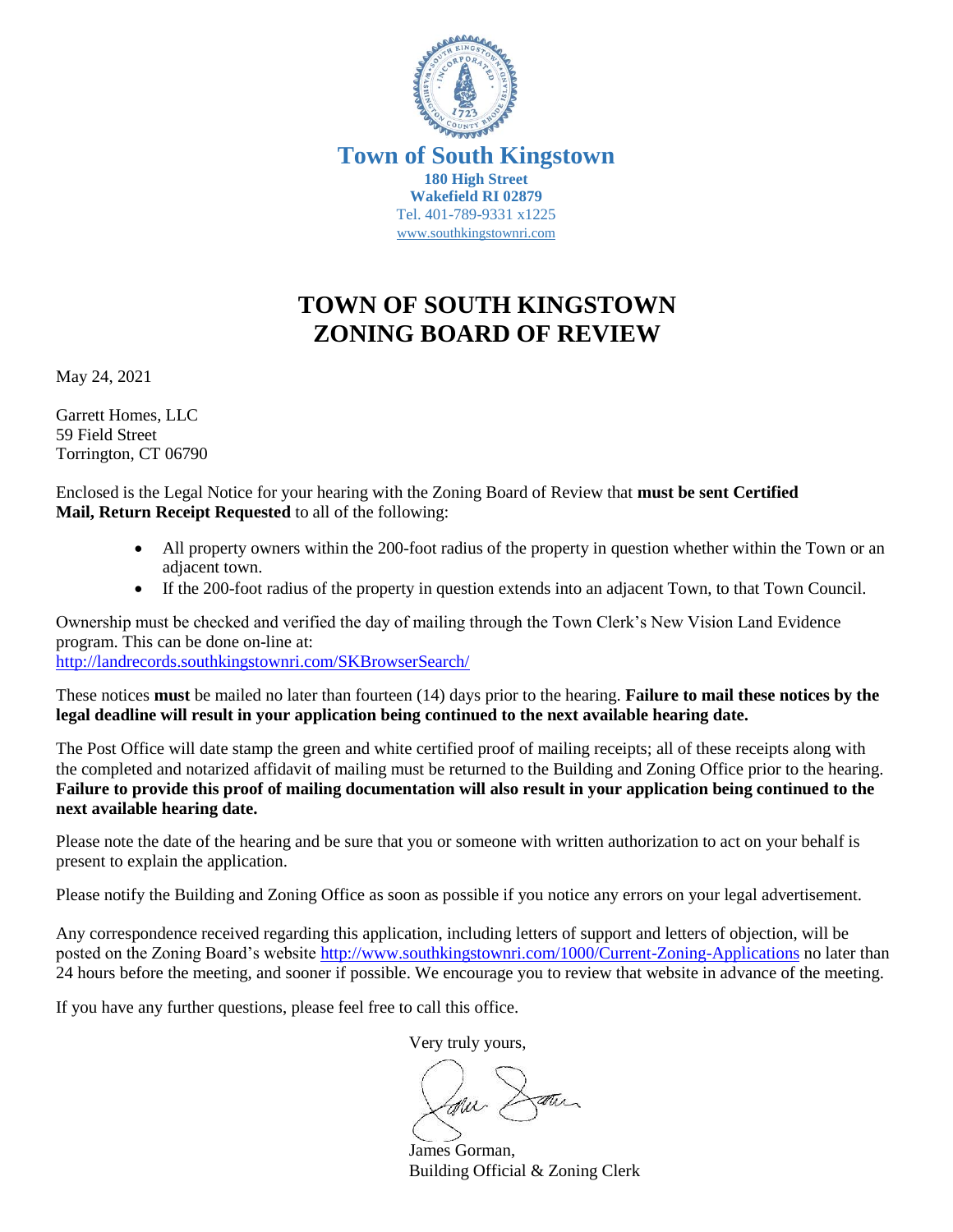**Town of South Kingstown**
**180 High Street**
**Wakefield RI 02879**
Tel. 401-789-9331 x1225
www.southkingstownri.com

# TOWN OF SOUTH KINGSTOWN
# ZONING BOARD OF REVIEW

May 24, 2021

Garrett Homes, LLC
59 Field Street
Torrington, CT 06790

Enclosed is the Legal Notice for your hearing with the Zoning Board of Review that **must be sent Certified Mail, Return Receipt Requested** to all of the following:

- All property owners within the 200-foot radius of the property in question whether within the Town or an adjacent town.
- If the 200-foot radius of the property in question extends into an adjacent Town, to that Town Council.

Ownership must be checked and verified the day of mailing through the Town Clerk's New Vision Land Evidence program. This can be done on-line at:
http://landrecords.southkingstownri.com/SKBrowserSearch/

These notices **must** be mailed no later than fourteen (14) days prior to the hearing. **Failure to mail these notices by the legal deadline will result in your application being continued to the next available hearing date.**

The Post Office will date stamp the green and white certified proof of mailing receipts; all of these receipts along with the completed and notarized affidavit of mailing must be returned to the Building and Zoning Office prior to the hearing. **Failure to provide this proof of mailing documentation will also result in your application being continued to the next available hearing date.**

Please note the date of the hearing and be sure that you or someone with written authorization to act on your behalf is present to explain the application.

Please notify the Building and Zoning Office as soon as possible if you notice any errors on your legal advertisement.

Any correspondence received regarding this application, including letters of support and letters of objection, will be posted on the Zoning Board's website http://www.southkingstownri.com/1000/Current-Zoning-Applications no later than 24 hours before the meeting, and sooner if possible. We encourage you to review that website in advance of the meeting.

If you have any further questions, please feel free to call this office.

Very truly yours,

James Gorman,
Building Official & Zoning Clerk